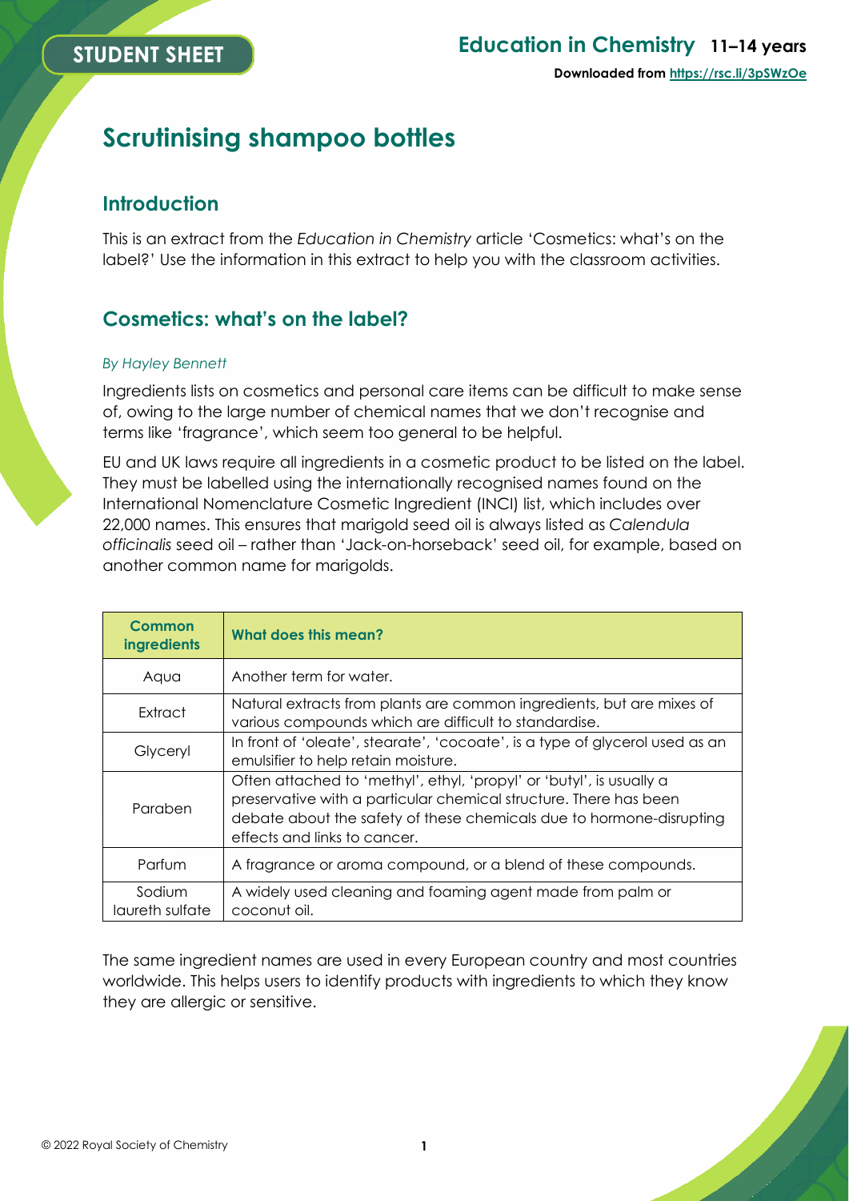STUDENT SHEET

**Education in Chemistry 11–14 years**

**Downloaded from https://rsc.li/3pSWzOe**

# Scrutinising shampoo bottles

## Introduction

This is an extract from the *Education in Chemistry* article 'Cosmetics: what's on the label?' Use the information in this extract to help you with the classroom activities.

## Cosmetics: what's on the label?

*By Hayley Bennett*

Ingredients lists on cosmetics and personal care items can be difficult to make sense of, owing to the large number of chemical names that we don't recognise and terms like 'fragrance', which seem too general to be helpful.

EU and UK laws require all ingredients in a cosmetic product to be listed on the label. They must be labelled using the internationally recognised names found on the International Nomenclature Cosmetic Ingredient (INCI) list, which includes over 22,000 names. This ensures that marigold seed oil is always listed as *Calendula officinalis* seed oil – rather than 'Jack-on-horseback' seed oil, for example, based on another common name for marigolds.

| Common ingredients | What does this mean? |
| --- | --- |
| Aqua | Another term for water. |
| Extract | Natural extracts from plants are common ingredients, but are mixes of various compounds which are difficult to standardise. |
| Glyceryl | In front of 'oleate', stearate', 'cocoate', is a type of glycerol used as an emulsifier to help retain moisture. |
| Paraben | Often attached to 'methyl', ethyl, 'propyl' or 'butyl', is usually a preservative with a particular chemical structure. There has been debate about the safety of these chemicals due to hormone-disrupting effects and links to cancer. |
| Parfum | A fragrance or aroma compound, or a blend of these compounds. |
| Sodium laureth sulfate | A widely used cleaning and foaming agent made from palm or coconut oil. |

The same ingredient names are used in every European country and most countries worldwide. This helps users to identify products with ingredients to which they know they are allergic or sensitive.

© 2022 Royal Society of Chemistry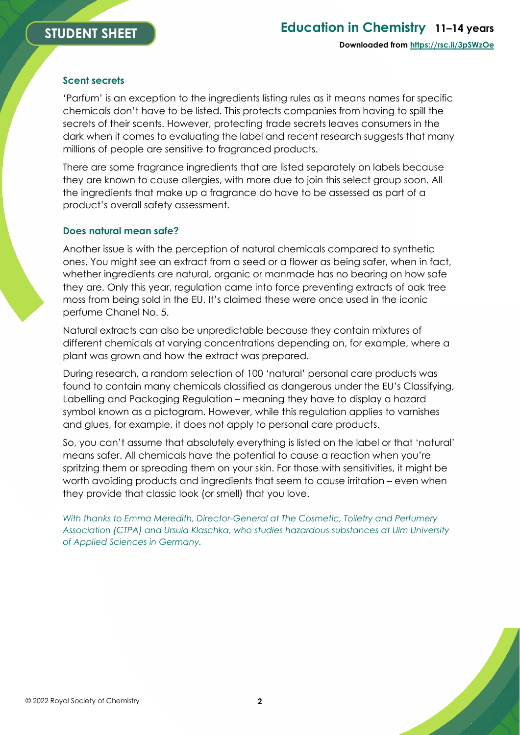### Scent secrets

'Parfum' is an exception to the ingredients listing rules as it means names for specific chemicals don't have to be listed. This protects companies from having to spill the secrets of their scents. However, protecting trade secrets leaves consumers in the dark when it comes to evaluating the label and recent research suggests that many millions of people are sensitive to fragranced products.

There are some fragrance ingredients that are listed separately on labels because they are known to cause allergies, with more due to join this select group soon. All the ingredients that make up a fragrance do have to be assessed as part of a product's overall safety assessment.

### Does natural mean safe?

Another issue is with the perception of natural chemicals compared to synthetic ones. You might see an extract from a seed or a flower as being safer, when in fact, whether ingredients are natural, organic or manmade has no bearing on how safe they are. Only this year, regulation came into force preventing extracts of oak tree moss from being sold in the EU. It's claimed these were once used in the iconic perfume Chanel No. 5.

Natural extracts can also be unpredictable because they contain mixtures of different chemicals at varying concentrations depending on, for example, where a plant was grown and how the extract was prepared.

During research, a random selection of 100 'natural' personal care products was found to contain many chemicals classified as dangerous under the EU's Classifying, Labelling and Packaging Regulation – meaning they have to display a hazard symbol known as a pictogram. However, while this regulation applies to varnishes and glues, for example, it does not apply to personal care products.

So, you can't assume that absolutely everything is listed on the label or that 'natural' means safer. All chemicals have the potential to cause a reaction when you're spritzing them or spreading them on your skin. For those with sensitivities, it might be worth avoiding products and ingredients that seem to cause irritation – even when they provide that classic look (or smell) that you love.

*With thanks to Emma Meredith, Director-General at The Cosmetic, Toiletry and Perfumery Association (CTPA) and Ursula Klaschka, who studies hazardous substances at Ulm University of Applied Sciences in Germany.*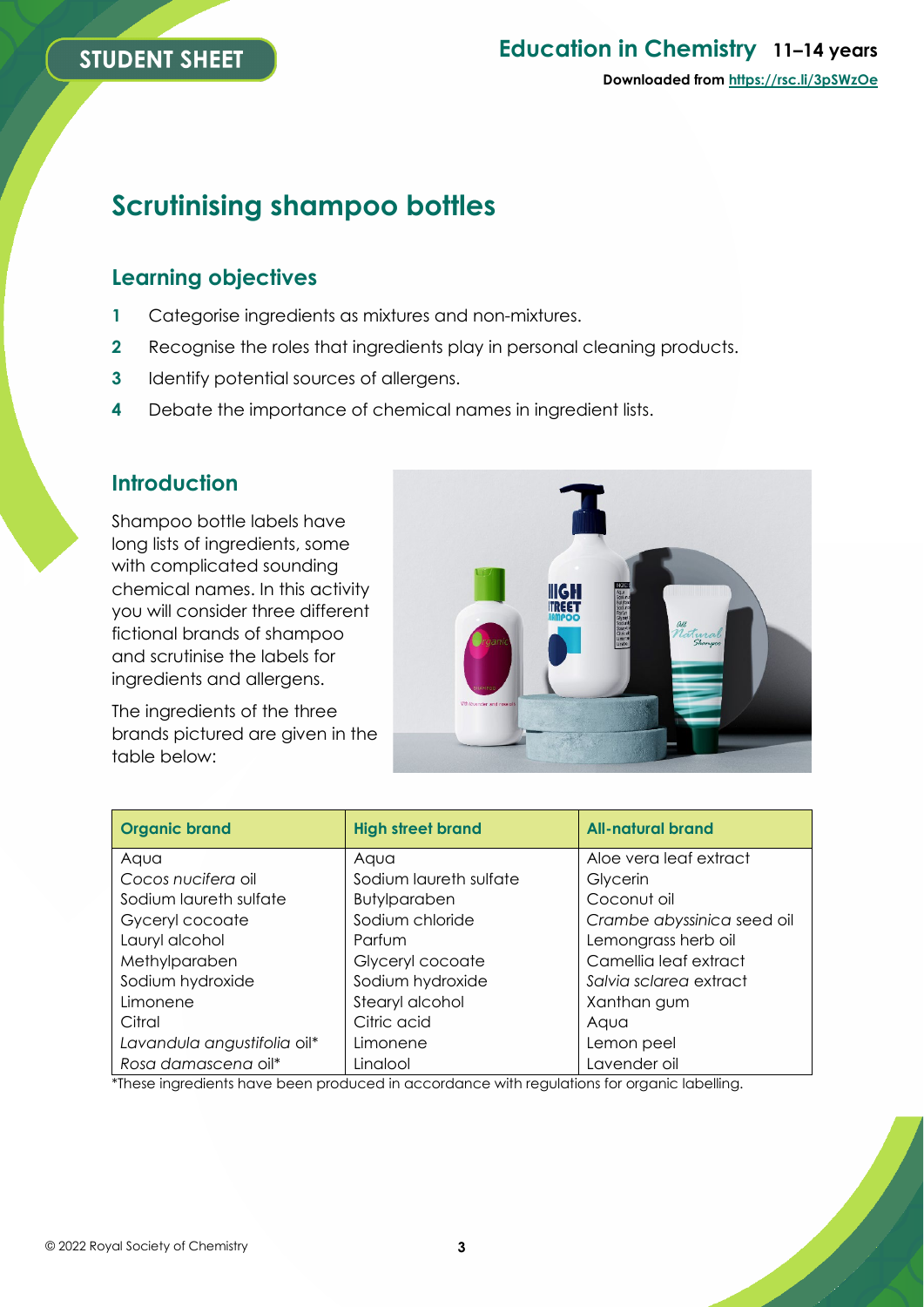STUDENT SHEET

# Scrutinising shampoo bottles

## Learning objectives

1. Categorise ingredients as mixtures and non-mixtures.
2. Recognise the roles that ingredients play in personal cleaning products.
3. Identify potential sources of allergens.
4. Debate the importance of chemical names in ingredient lists.

## Introduction

Shampoo bottle labels have long lists of ingredients, some with complicated sounding chemical names. In this activity you will consider three different fictional brands of shampoo and scrutinise the labels for ingredients and allergens.

The ingredients of the three brands pictured are given in the table below:

| Organic brand | High street brand | All-natural brand |
|---|---|---|
| Aqua | Aqua | Aloe vera leaf extract |
| *Cocos nucifera* oil | Sodium laureth sulfate | Glycerin |
| Sodium laureth sulfate | Butylparaben | Coconut oil |
| Gyceryl cocoate | Sodium chloride | *Crambe abyssinica* seed oil |
| Lauryl alcohol | Parfum | Lemongrass herb oil |
| Methylparaben | Glyceryl cocoate | Camellia leaf extract |
| Sodium hydroxide | Sodium hydroxide | *Salvia sclarea* extract |
| Limonene | Stearyl alcohol | Xanthan gum |
| Citral | Citric acid | Aqua |
| *Lavandula angustifolia* oil* | Limonene | Lemon peel |
| *Rosa damascena* oil* | Linalool | Lavender oil |

*These ingredients have been produced in accordance with regulations for organic labelling.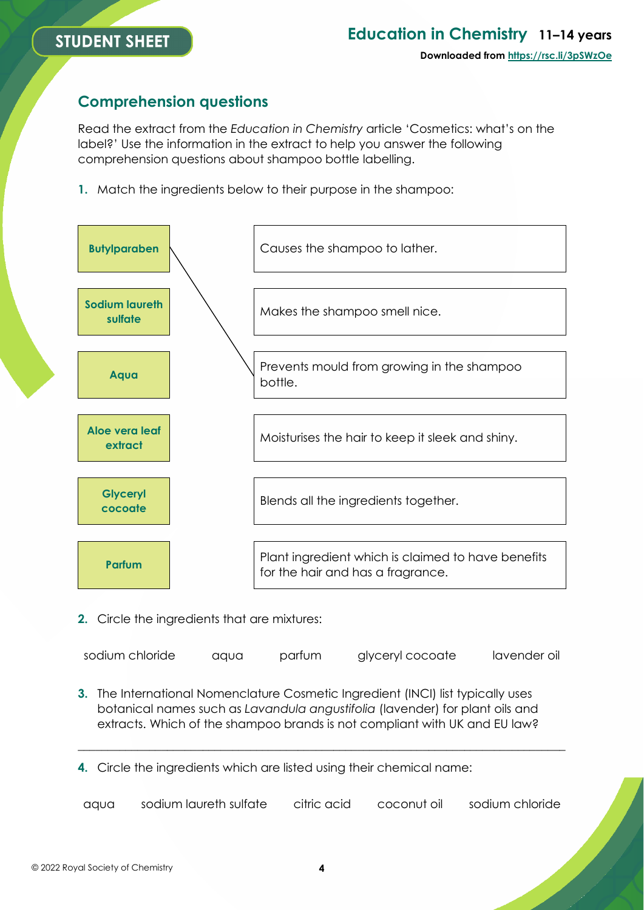STUDENT SHEET

## Comprehension questions

Read the extract from the *Education in Chemistry* article 'Cosmetics: what's on the label?' Use the information in the extract to help you answer the following comprehension questions about shampoo bottle labelling.

**1.** Match the ingredients below to their purpose in the shampoo:

| Ingredient | Purpose |
| --- | --- |
| **Butylparaben** | Causes the shampoo to lather. |
| **Sodium laureth sulfate** | Makes the shampoo smell nice. |
| **Aqua** | Prevents mould from growing in the shampoo bottle. |
| **Aloe vera leaf extract** | Moisturises the hair to keep it sleek and shiny. |
| **Glyceryl cocoate** | Blends all the ingredients together. |
| **Parfum** | Plant ingredient which is claimed to have benefits for the hair and has a fragrance. |

**2.** Circle the ingredients that are mixtures:

sodium chloride    aqua    parfum    glyceryl cocoate    lavender oil

**3.** The International Nomenclature Cosmetic Ingredient (INCI) list typically uses botanical names such as *Lavandula angustifolia* (lavender) for plant oils and extracts. Which of the shampoo brands is not compliant with UK and EU law?

\_\_\_\_\_\_\_\_\_\_\_\_\_\_\_\_\_\_\_\_\_\_\_\_\_\_\_\_\_\_\_\_\_\_\_\_\_\_\_\_\_\_\_\_\_\_\_\_\_\_\_\_\_\_\_\_\_\_\_\_\_\_\_\_

**4.** Circle the ingredients which are listed using their chemical name:

aqua    sodium laureth sulfate    citric acid    coconut oil    sodium chloride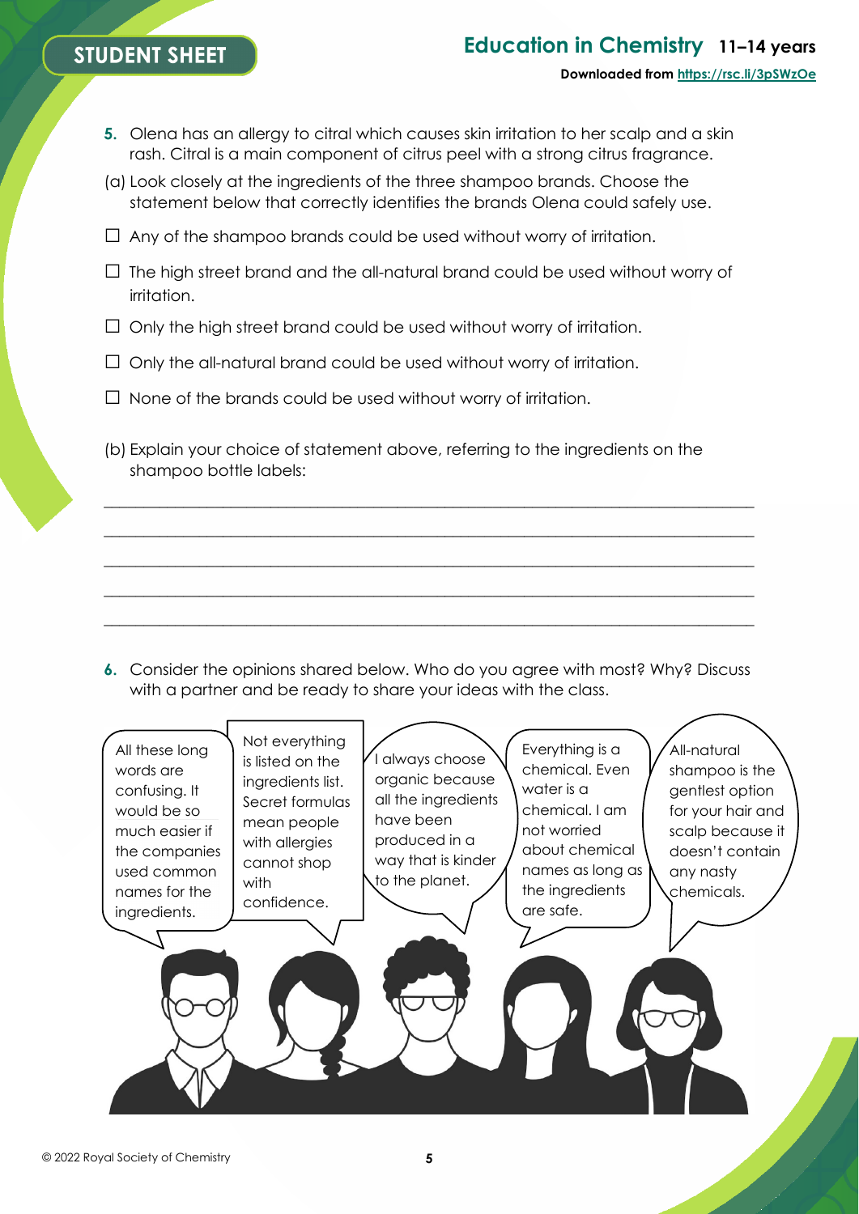**5.** Olena has an allergy to citral which causes skin irritation to her scalp and a skin rash. Citral is a main component of citrus peel with a strong citrus fragrance.

(a) Look closely at the ingredients of the three shampoo brands. Choose the statement below that correctly identifies the brands Olena could safely use.

☐ Any of the shampoo brands could be used without worry of irritation.

☐ The high street brand and the all-natural brand could be used without worry of irritation.

☐ Only the high street brand could be used without worry of irritation.

☐ Only the all-natural brand could be used without worry of irritation.

☐ None of the brands could be used without worry of irritation.

(b) Explain your choice of statement above, referring to the ingredients on the shampoo bottle labels:

\_\_\_\_\_\_\_\_\_\_\_\_\_\_\_\_\_\_\_\_\_\_\_\_\_\_\_\_\_\_\_\_\_\_\_\_\_\_\_\_\_\_\_\_\_\_\_\_\_\_\_\_\_\_\_\_\_\_\_\_\_\_\_\_\_\_\_\_\_\_\_\_

\_\_\_\_\_\_\_\_\_\_\_\_\_\_\_\_\_\_\_\_\_\_\_\_\_\_\_\_\_\_\_\_\_\_\_\_\_\_\_\_\_\_\_\_\_\_\_\_\_\_\_\_\_\_\_\_\_\_\_\_\_\_\_\_\_\_\_\_\_\_\_\_

\_\_\_\_\_\_\_\_\_\_\_\_\_\_\_\_\_\_\_\_\_\_\_\_\_\_\_\_\_\_\_\_\_\_\_\_\_\_\_\_\_\_\_\_\_\_\_\_\_\_\_\_\_\_\_\_\_\_\_\_\_\_\_\_\_\_\_\_\_\_\_\_

\_\_\_\_\_\_\_\_\_\_\_\_\_\_\_\_\_\_\_\_\_\_\_\_\_\_\_\_\_\_\_\_\_\_\_\_\_\_\_\_\_\_\_\_\_\_\_\_\_\_\_\_\_\_\_\_\_\_\_\_\_\_\_\_\_\_\_\_\_\_\_\_

\_\_\_\_\_\_\_\_\_\_\_\_\_\_\_\_\_\_\_\_\_\_\_\_\_\_\_\_\_\_\_\_\_\_\_\_\_\_\_\_\_\_\_\_\_\_\_\_\_\_\_\_\_\_\_\_\_\_\_\_\_\_\_\_\_\_\_\_\_\_\_\_

**6.** Consider the opinions shared below. Who do you agree with most? Why? Discuss with a partner and be ready to share your ideas with the class.

All these long words are confusing. It would be so much easier if the companies used common names for the ingredients.

Not everything is listed on the ingredients list. Secret formulas mean people with allergies cannot shop with confidence.

I always choose organic because all the ingredients have been produced in a way that is kinder to the planet.

Everything is a chemical. Even water is a chemical. I am not worried about chemical names as long as the ingredients are safe.

All-natural shampoo is the gentlest option for your hair and scalp because it doesn't contain any nasty chemicals.